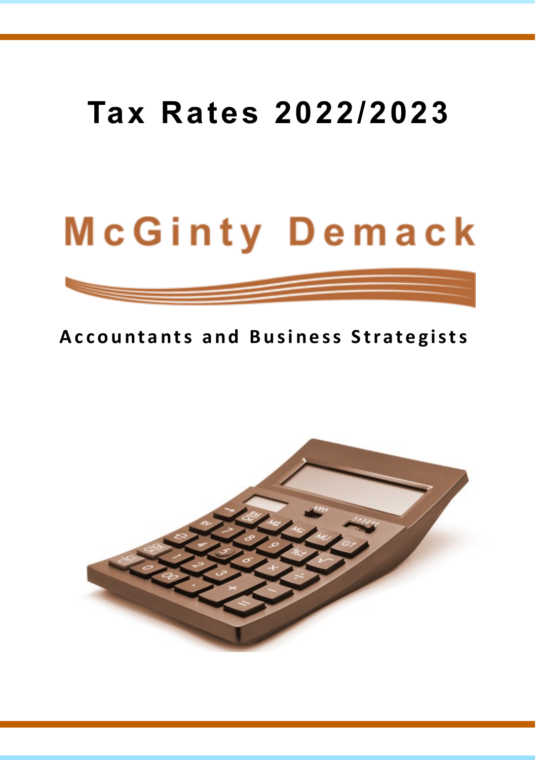# Tax Rates 2022/2023

McGinty Demack

**Accountants and Business Strategists**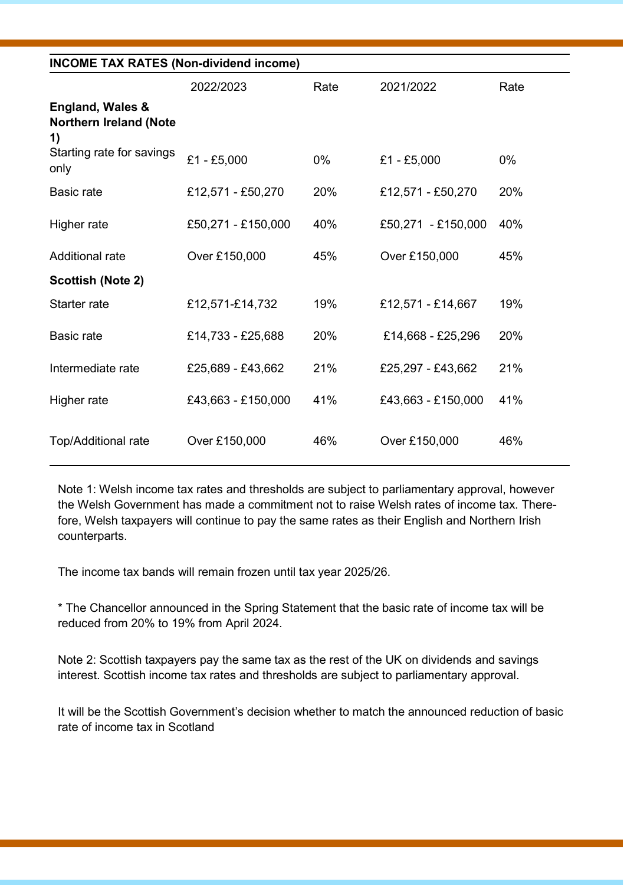| INCOME TAX RATES (Non-dividend income) | | | | |
|---|---|---|---|---|
| | 2022/2023 | Rate | 2021/2022 | Rate |
| **England, Wales & Northern Ireland (Note 1)** | | | | |
| Starting rate for savings only | £1 - £5,000 | 0% | £1 - £5,000 | 0% |
| Basic rate | £12,571 - £50,270 | 20% | £12,571 - £50,270 | 20% |
| Higher rate | £50,271 - £150,000 | 40% | £50,271 - £150,000 | 40% |
| Additional rate | Over £150,000 | 45% | Over £150,000 | 45% |
| **Scottish (Note 2)** | | | | |
| Starter rate | £12,571-£14,732 | 19% | £12,571 - £14,667 | 19% |
| Basic rate | £14,733 - £25,688 | 20% | £14,668 - £25,296 | 20% |
| Intermediate rate | £25,689 - £43,662 | 21% | £25,297 - £43,662 | 21% |
| Higher rate | £43,663 - £150,000 | 41% | £43,663 - £150,000 | 41% |
| Top/Additional rate | Over £150,000 | 46% | Over £150,000 | 46% |

Note 1: Welsh income tax rates and thresholds are subject to parliamentary approval, however the Welsh Government has made a commitment not to raise Welsh rates of income tax. Therefore, Welsh taxpayers will continue to pay the same rates as their English and Northern Irish counterparts.

The income tax bands will remain frozen until tax year 2025/26.

* The Chancellor announced in the Spring Statement that the basic rate of income tax will be reduced from 20% to 19% from April 2024.

Note 2: Scottish taxpayers pay the same tax as the rest of the UK on dividends and savings interest. Scottish income tax rates and thresholds are subject to parliamentary approval.

It will be the Scottish Government's decision whether to match the announced reduction of basic rate of income tax in Scotland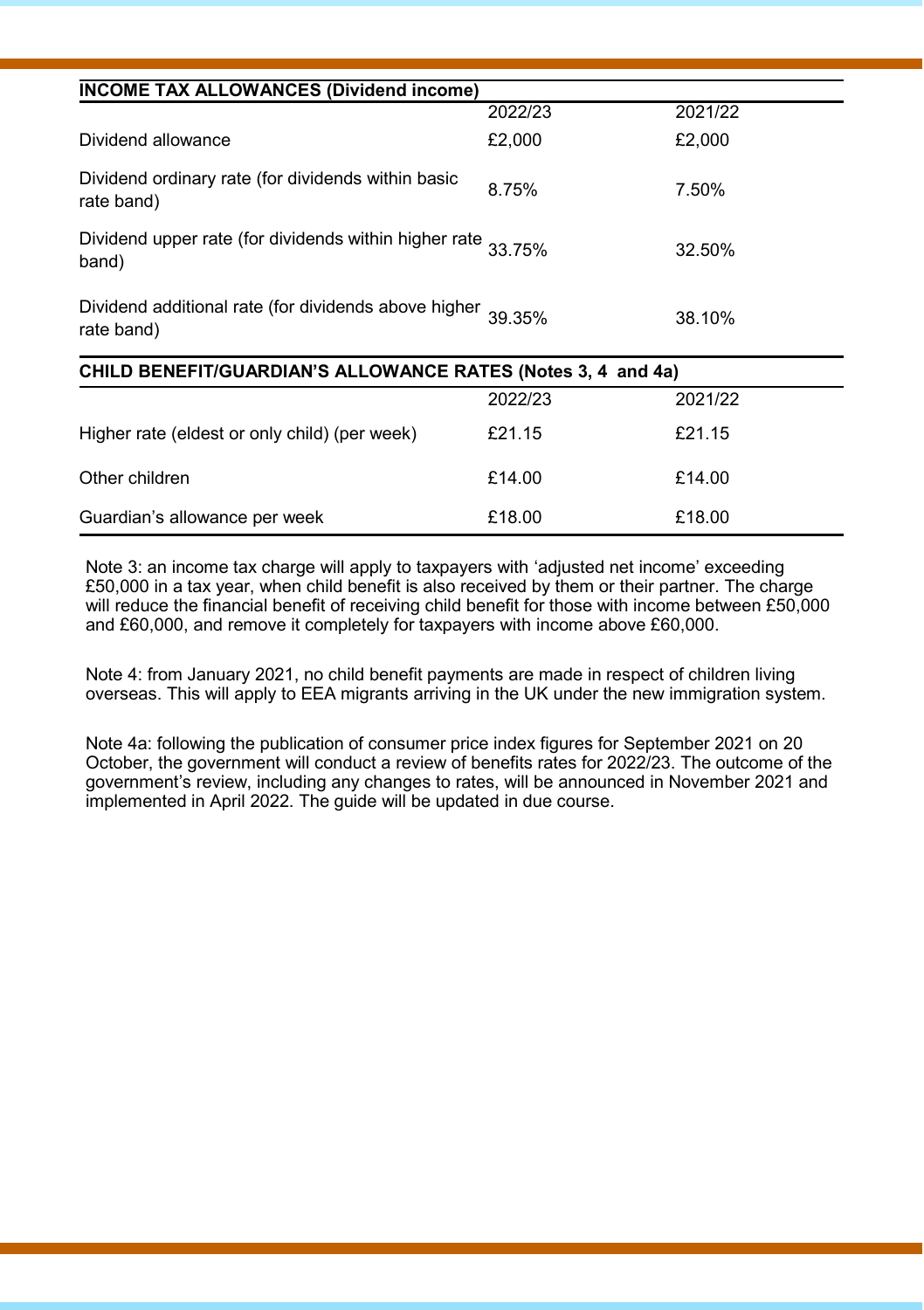| INCOME TAX ALLOWANCES (Dividend income) | | |
| --- | --- | --- |
| | 2022/23 | 2021/22 |
| Dividend allowance | £2,000 | £2,000 |
| Dividend ordinary rate (for dividends within basic rate band) | 8.75% | 7.50% |
| Dividend upper rate (for dividends within higher rate band) | 33.75% | 32.50% |
| Dividend additional rate (for dividends above higher rate band) | 39.35% | 38.10% |

| CHILD BENEFIT/GUARDIAN'S ALLOWANCE RATES (Notes 3, 4 and 4a) | | |
| --- | --- | --- |
| | 2022/23 | 2021/22 |
| Higher rate (eldest or only child) (per week) | £21.15 | £21.15 |
| Other children | £14.00 | £14.00 |
| Guardian's allowance per week | £18.00 | £18.00 |

Note 3: an income tax charge will apply to taxpayers with 'adjusted net income' exceeding £50,000 in a tax year, when child benefit is also received by them or their partner. The charge will reduce the financial benefit of receiving child benefit for those with income between £50,000 and £60,000, and remove it completely for taxpayers with income above £60,000.

Note 4: from January 2021, no child benefit payments are made in respect of children living overseas. This will apply to EEA migrants arriving in the UK under the new immigration system.

Note 4a: following the publication of consumer price index figures for September 2021 on 20 October, the government will conduct a review of benefits rates for 2022/23. The outcome of the government's review, including any changes to rates, will be announced in November 2021 and implemented in April 2022. The guide will be updated in due course.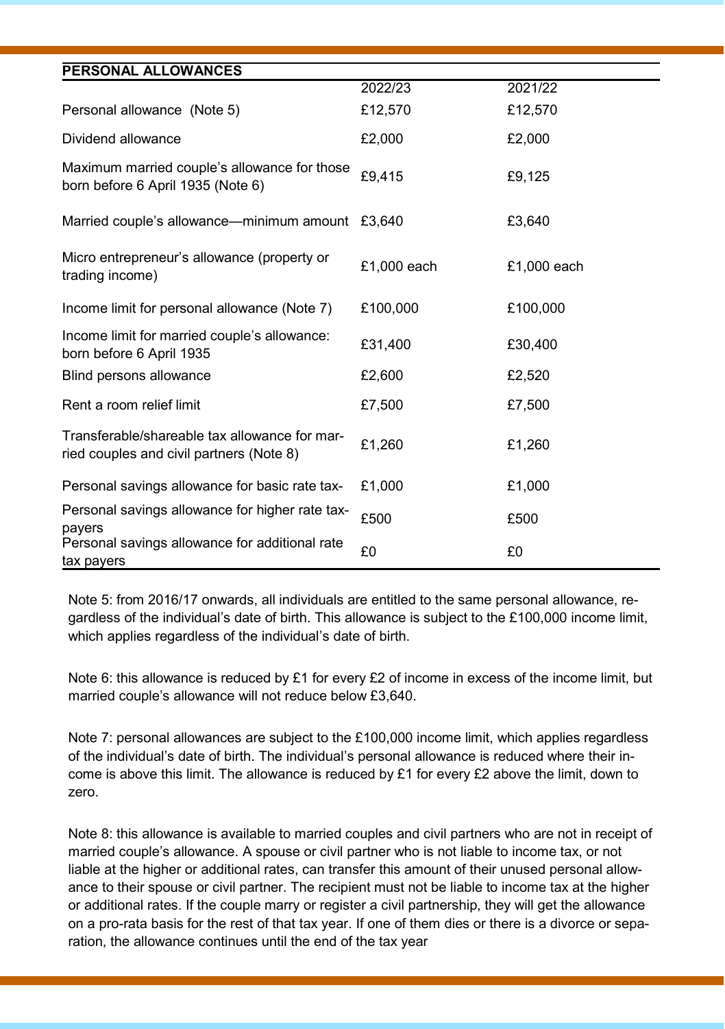## PERSONAL ALLOWANCES

| | 2022/23 | 2021/22 |
|---|---|---|
| Personal allowance (Note 5) | £12,570 | £12,570 |
| Dividend allowance | £2,000 | £2,000 |
| Maximum married couple's allowance for those born before 6 April 1935 (Note 6) | £9,415 | £9,125 |
| Married couple's allowance—minimum amount | £3,640 | £3,640 |
| Micro entrepreneur's allowance (property or trading income) | £1,000 each | £1,000 each |
| Income limit for personal allowance (Note 7) | £100,000 | £100,000 |
| Income limit for married couple's allowance: born before 6 April 1935 | £31,400 | £30,400 |
| Blind persons allowance | £2,600 | £2,520 |
| Rent a room relief limit | £7,500 | £7,500 |
| Transferable/shareable tax allowance for married couples and civil partners (Note 8) | £1,260 | £1,260 |
| Personal savings allowance for basic rate tax- | £1,000 | £1,000 |
| Personal savings allowance for higher rate taxpayers | £500 | £500 |
| Personal savings allowance for additional rate tax payers | £0 | £0 |

Note 5: from 2016/17 onwards, all individuals are entitled to the same personal allowance, regardless of the individual's date of birth. This allowance is subject to the £100,000 income limit, which applies regardless of the individual's date of birth.

Note 6: this allowance is reduced by £1 for every £2 of income in excess of the income limit, but married couple's allowance will not reduce below £3,640.

Note 7: personal allowances are subject to the £100,000 income limit, which applies regardless of the individual's date of birth. The individual's personal allowance is reduced where their income is above this limit. The allowance is reduced by £1 for every £2 above the limit, down to zero.

Note 8: this allowance is available to married couples and civil partners who are not in receipt of married couple's allowance. A spouse or civil partner who is not liable to income tax, or not liable at the higher or additional rates, can transfer this amount of their unused personal allowance to their spouse or civil partner. The recipient must not be liable to income tax at the higher or additional rates. If the couple marry or register a civil partnership, they will get the allowance on a pro-rata basis for the rest of that tax year. If one of them dies or there is a divorce or separation, the allowance continues until the end of the tax year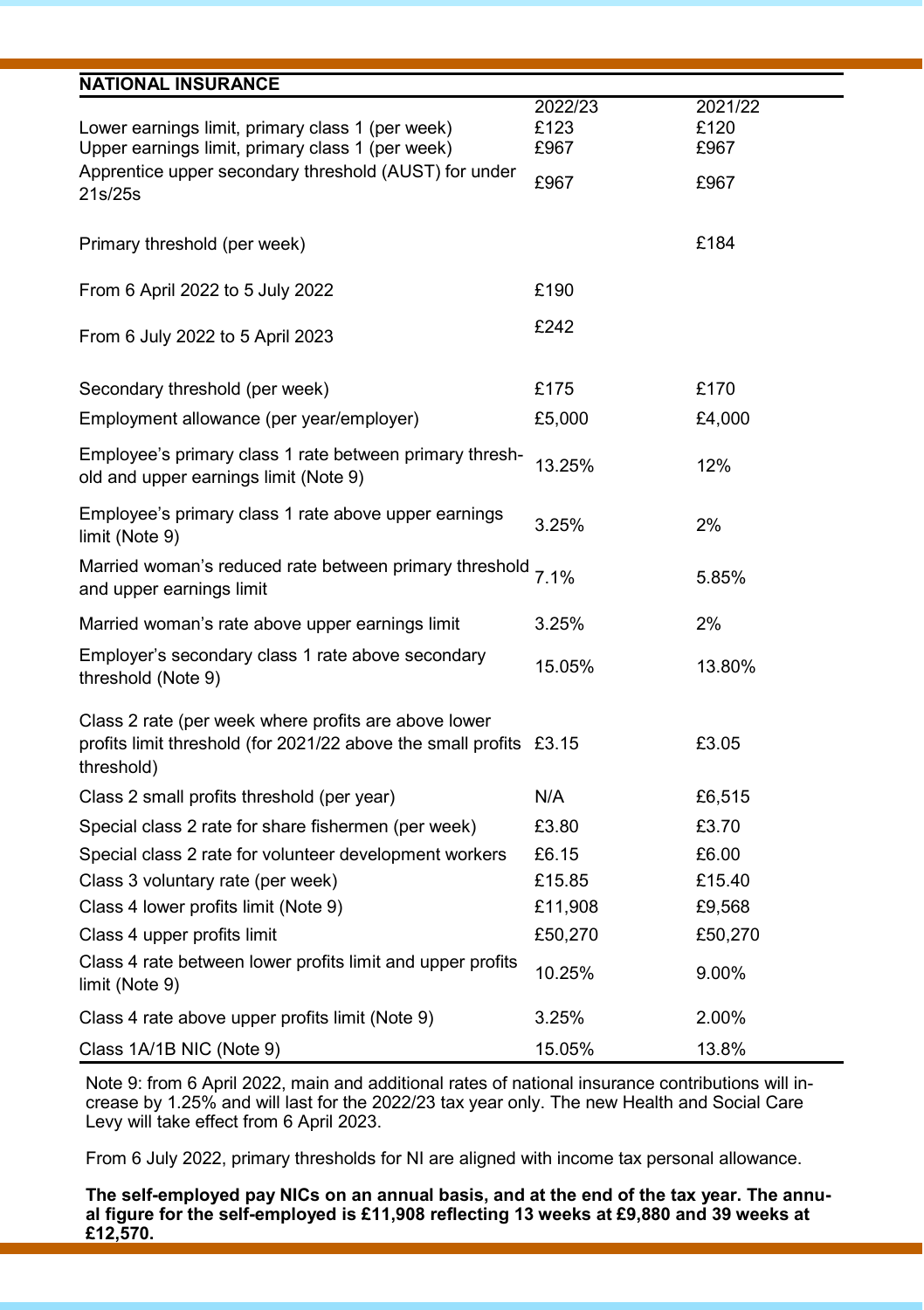## NATIONAL INSURANCE

| | 2022/23 | 2021/22 |
|---|---|---|
| Lower earnings limit, primary class 1 (per week) | £123 | £120 |
| Upper earnings limit, primary class 1 (per week) | £967 | £967 |
| Apprentice upper secondary threshold (AUST) for under 21s/25s | £967 | £967 |
| Primary threshold (per week) | | £184 |
| From 6 April 2022 to 5 July 2022 | £190 | |
| From 6 July 2022 to 5 April 2023 | £242 | |
| Secondary threshold (per week) | £175 | £170 |
| Employment allowance (per year/employer) | £5,000 | £4,000 |
| Employee's primary class 1 rate between primary threshold and upper earnings limit (Note 9) | 13.25% | 12% |
| Employee's primary class 1 rate above upper earnings limit (Note 9) | 3.25% | 2% |
| Married woman's reduced rate between primary threshold and upper earnings limit | 7.1% | 5.85% |
| Married woman's rate above upper earnings limit | 3.25% | 2% |
| Employer's secondary class 1 rate above secondary threshold (Note 9) | 15.05% | 13.80% |
| Class 2 rate (per week where profits are above lower profits limit threshold (for 2021/22 above the small profits threshold) | £3.15 | £3.05 |
| Class 2 small profits threshold (per year) | N/A | £6,515 |
| Special class 2 rate for share fishermen (per week) | £3.80 | £3.70 |
| Special class 2 rate for volunteer development workers | £6.15 | £6.00 |
| Class 3 voluntary rate (per week) | £15.85 | £15.40 |
| Class 4 lower profits limit (Note 9) | £11,908 | £9,568 |
| Class 4 upper profits limit | £50,270 | £50,270 |
| Class 4 rate between lower profits limit and upper profits limit (Note 9) | 10.25% | 9.00% |
| Class 4 rate above upper profits limit (Note 9) | 3.25% | 2.00% |
| Class 1A/1B NIC (Note 9) | 15.05% | 13.8% |

Note 9: from 6 April 2022, main and additional rates of national insurance contributions will increase by 1.25% and will last for the 2022/23 tax year only. The new Health and Social Care Levy will take effect from 6 April 2023.

From 6 July 2022, primary thresholds for NI are aligned with income tax personal allowance.

**The self-employed pay NICs on an annual basis, and at the end of the tax year. The annual figure for the self-employed is £11,908 reflecting 13 weeks at £9,880 and 39 weeks at £12,570.**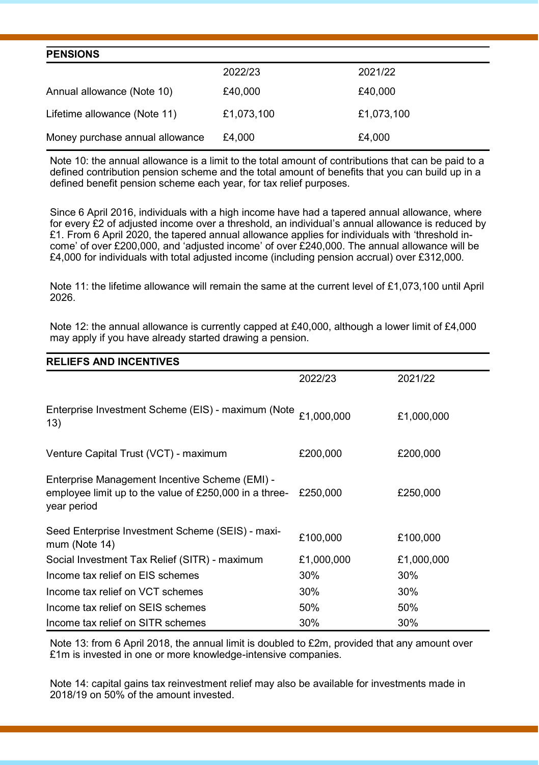## PENSIONS

| | 2022/23 | 2021/22 |
|---|---|---|
| Annual allowance (Note 10) | £40,000 | £40,000 |
| Lifetime allowance (Note 11) | £1,073,100 | £1,073,100 |
| Money purchase annual allowance | £4,000 | £4,000 |

Note 10: the annual allowance is a limit to the total amount of contributions that can be paid to a defined contribution pension scheme and the total amount of benefits that you can build up in a defined benefit pension scheme each year, for tax relief purposes.

Since 6 April 2016, individuals with a high income have had a tapered annual allowance, where for every £2 of adjusted income over a threshold, an individual's annual allowance is reduced by £1. From 6 April 2020, the tapered annual allowance applies for individuals with 'threshold income' of over £200,000, and 'adjusted income' of over £240,000. The annual allowance will be £4,000 for individuals with total adjusted income (including pension accrual) over £312,000.

Note 11: the lifetime allowance will remain the same at the current level of £1,073,100 until April 2026.

Note 12: the annual allowance is currently capped at £40,000, although a lower limit of £4,000 may apply if you have already started drawing a pension.

## RELIEFS AND INCENTIVES

| | 2022/23 | 2021/22 |
|---|---|---|
| Enterprise Investment Scheme (EIS) - maximum (Note 13) | £1,000,000 | £1,000,000 |
| Venture Capital Trust (VCT) - maximum | £200,000 | £200,000 |
| Enterprise Management Incentive Scheme (EMI) - employee limit up to the value of £250,000 in a three-year period | £250,000 | £250,000 |
| Seed Enterprise Investment Scheme (SEIS) - maximum (Note 14) | £100,000 | £100,000 |
| Social Investment Tax Relief (SITR) - maximum | £1,000,000 | £1,000,000 |
| Income tax relief on EIS schemes | 30% | 30% |
| Income tax relief on VCT schemes | 30% | 30% |
| Income tax relief on SEIS schemes | 50% | 50% |
| Income tax relief on SITR schemes | 30% | 30% |

Note 13: from 6 April 2018, the annual limit is doubled to £2m, provided that any amount over £1m is invested in one or more knowledge-intensive companies.

Note 14: capital gains tax reinvestment relief may also be available for investments made in 2018/19 on 50% of the amount invested.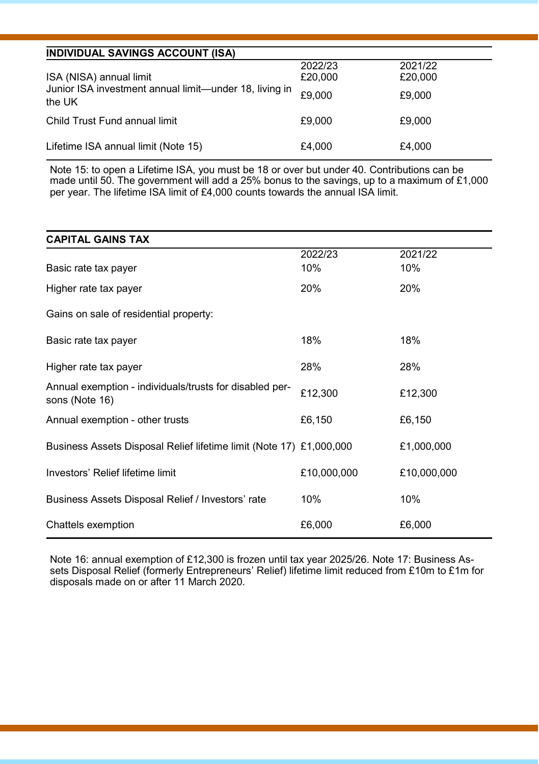## INDIVIDUAL SAVINGS ACCOUNT (ISA)

| | 2022/23 | 2021/22 |
|---|---|---|
| ISA (NISA) annual limit | £20,000 | £20,000 |
| Junior ISA investment annual limit—under 18, living in the UK | £9,000 | £9,000 |
| Child Trust Fund annual limit | £9,000 | £9,000 |
| Lifetime ISA annual limit (Note 15) | £4,000 | £4,000 |

Note 15: to open a Lifetime ISA, you must be 18 or over but under 40. Contributions can be made until 50. The government will add a 25% bonus to the savings, up to a maximum of £1,000 per year. The lifetime ISA limit of £4,000 counts towards the annual ISA limit.

## CAPITAL GAINS TAX

| | 2022/23 | 2021/22 |
|---|---|---|
| Basic rate tax payer | 10% | 10% |
| Higher rate tax payer | 20% | 20% |
| Gains on sale of residential property: | | |
| Basic rate tax payer | 18% | 18% |
| Higher rate tax payer | 28% | 28% |
| Annual exemption - individuals/trusts for disabled persons (Note 16) | £12,300 | £12,300 |
| Annual exemption - other trusts | £6,150 | £6,150 |
| Business Assets Disposal Relief lifetime limit (Note 17) | £1,000,000 | £1,000,000 |
| Investors' Relief lifetime limit | £10,000,000 | £10,000,000 |
| Business Assets Disposal Relief / Investors' rate | 10% | 10% |
| Chattels exemption | £6,000 | £6,000 |

Note 16: annual exemption of £12,300 is frozen until tax year 2025/26. Note 17: Business Assets Disposal Relief (formerly Entrepreneurs' Relief) lifetime limit reduced from £10m to £1m for disposals made on or after 11 March 2020.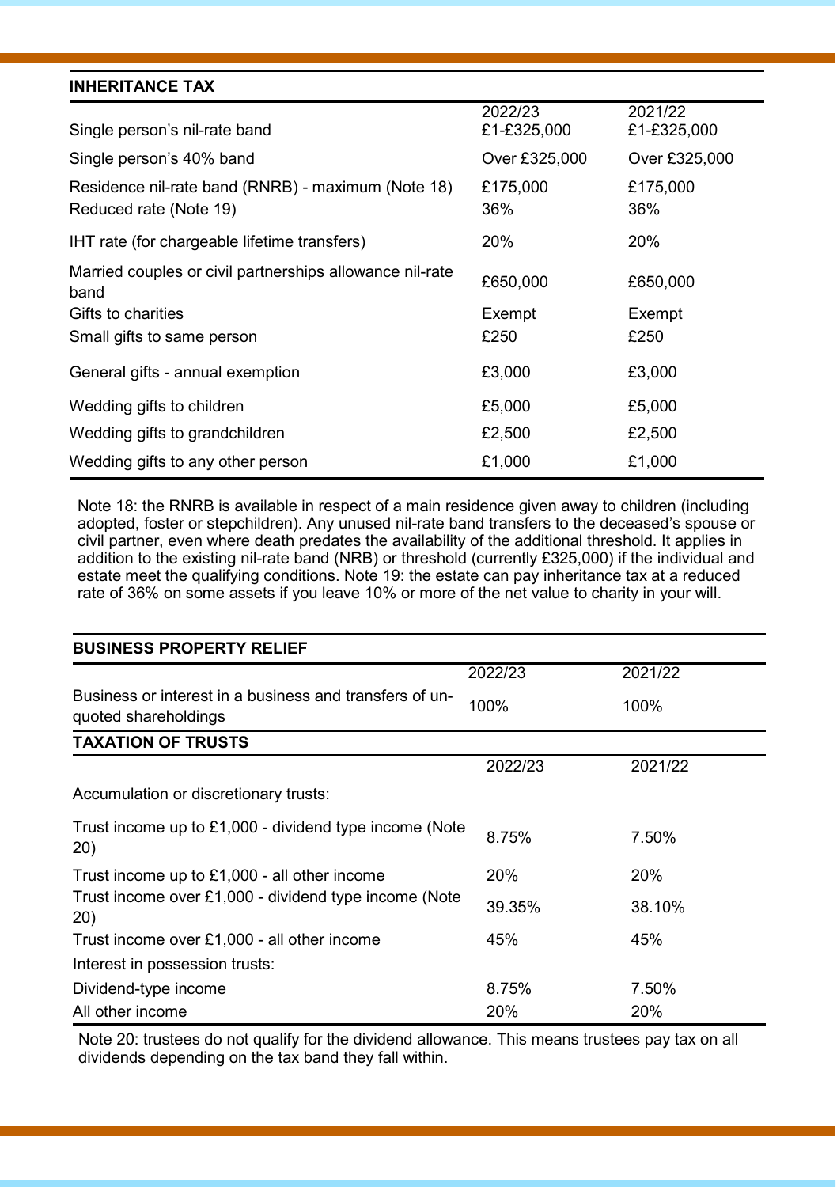## INHERITANCE TAX

| | 2022/23 | 2021/22 |
|---|---|---|
| Single person's nil-rate band | £1-£325,000 | £1-£325,000 |
| Single person's 40% band | Over £325,000 | Over £325,000 |
| Residence nil-rate band (RNRB) - maximum (Note 18) | £175,000 | £175,000 |
| Reduced rate (Note 19) | 36% | 36% |
| IHT rate (for chargeable lifetime transfers) | 20% | 20% |
| Married couples or civil partnerships allowance nil-rate band | £650,000 | £650,000 |
| Gifts to charities | Exempt | Exempt |
| Small gifts to same person | £250 | £250 |
| General gifts - annual exemption | £3,000 | £3,000 |
| Wedding gifts to children | £5,000 | £5,000 |
| Wedding gifts to grandchildren | £2,500 | £2,500 |
| Wedding gifts to any other person | £1,000 | £1,000 |

Note 18: the RNRB is available in respect of a main residence given away to children (including adopted, foster or stepchildren). Any unused nil-rate band transfers to the deceased's spouse or civil partner, even where death predates the availability of the additional threshold. It applies in addition to the existing nil-rate band (NRB) or threshold (currently £325,000) if the individual and estate meet the qualifying conditions. Note 19: the estate can pay inheritance tax at a reduced rate of 36% on some assets if you leave 10% or more of the net value to charity in your will.

## BUSINESS PROPERTY RELIEF

| | 2022/23 | 2021/22 |
|---|---|---|
| Business or interest in a business and transfers of unquoted shareholdings | 100% | 100% |

## TAXATION OF TRUSTS

| | 2022/23 | 2021/22 |
|---|---|---|
| Accumulation or discretionary trusts: | | |
| Trust income up to £1,000 - dividend type income (Note 20) | 8.75% | 7.50% |
| Trust income up to £1,000 - all other income | 20% | 20% |
| Trust income over £1,000 - dividend type income (Note 20) | 39.35% | 38.10% |
| Trust income over £1,000 - all other income | 45% | 45% |
| Interest in possession trusts: | | |
| Dividend-type income | 8.75% | 7.50% |
| All other income | 20% | 20% |

Note 20: trustees do not qualify for the dividend allowance. This means trustees pay tax on all dividends depending on the tax band they fall within.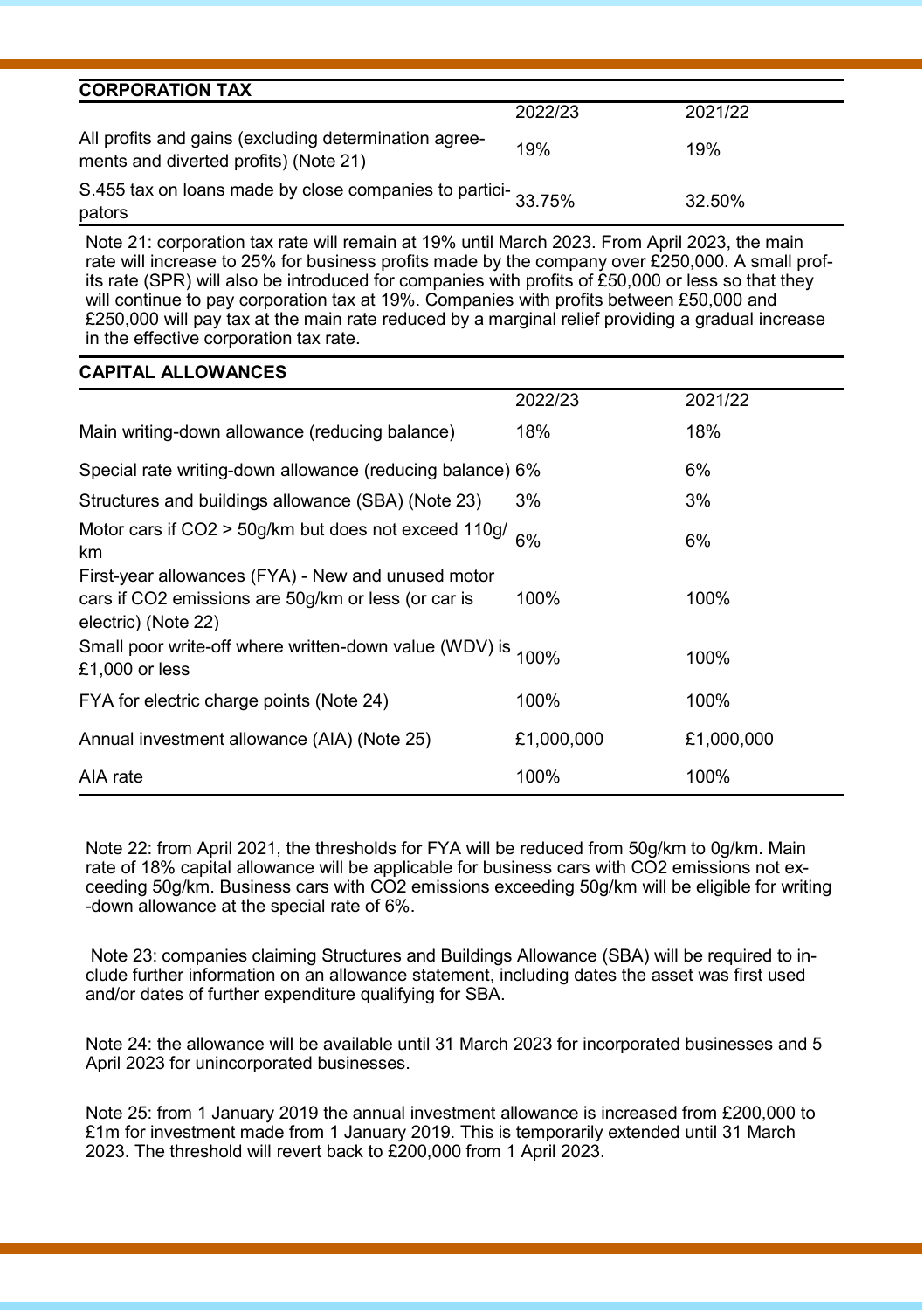## CORPORATION TAX

| | 2022/23 | 2021/22 |
|---|---|---|
| All profits and gains (excluding determination agreements and diverted profits) (Note 21) | 19% | 19% |
| S.455 tax on loans made by close companies to participators | 33.75% | 32.50% |

Note 21: corporation tax rate will remain at 19% until March 2023. From April 2023, the main rate will increase to 25% for business profits made by the company over £250,000. A small profits rate (SPR) will also be introduced for companies with profits of £50,000 or less so that they will continue to pay corporation tax at 19%. Companies with profits between £50,000 and £250,000 will pay tax at the main rate reduced by a marginal relief providing a gradual increase in the effective corporation tax rate.

## CAPITAL ALLOWANCES

| | 2022/23 | 2021/22 |
|---|---|---|
| Main writing-down allowance (reducing balance) | 18% | 18% |
| Special rate writing-down allowance (reducing balance) | 6% | 6% |
| Structures and buildings allowance (SBA) (Note 23) | 3% | 3% |
| Motor cars if $CO_2$ > 50g/km but does not exceed 110g/km | 6% | 6% |
| First-year allowances (FYA) - New and unused motor cars if $CO_2$ emissions are 50g/km or less (or car is electric) (Note 22) | 100% | 100% |
| Small poor write-off where written-down value (WDV) is £1,000 or less | 100% | 100% |
| FYA for electric charge points (Note 24) | 100% | 100% |
| Annual investment allowance (AIA) (Note 25) | £1,000,000 | £1,000,000 |
| AIA rate | 100% | 100% |

Note 22: from April 2021, the thresholds for FYA will be reduced from 50g/km to 0g/km. Main rate of 18% capital allowance will be applicable for business cars with $CO_2$ emissions not exceeding 50g/km. Business cars with $CO_2$ emissions exceeding 50g/km will be eligible for writing-down allowance at the special rate of 6%.

Note 23: companies claiming Structures and Buildings Allowance (SBA) will be required to include further information on an allowance statement, including dates the asset was first used and/or dates of further expenditure qualifying for SBA.

Note 24: the allowance will be available until 31 March 2023 for incorporated businesses and 5 April 2023 for unincorporated businesses.

Note 25: from 1 January 2019 the annual investment allowance is increased from £200,000 to £1m for investment made from 1 January 2019. This is temporarily extended until 31 March 2023. The threshold will revert back to £200,000 from 1 April 2023.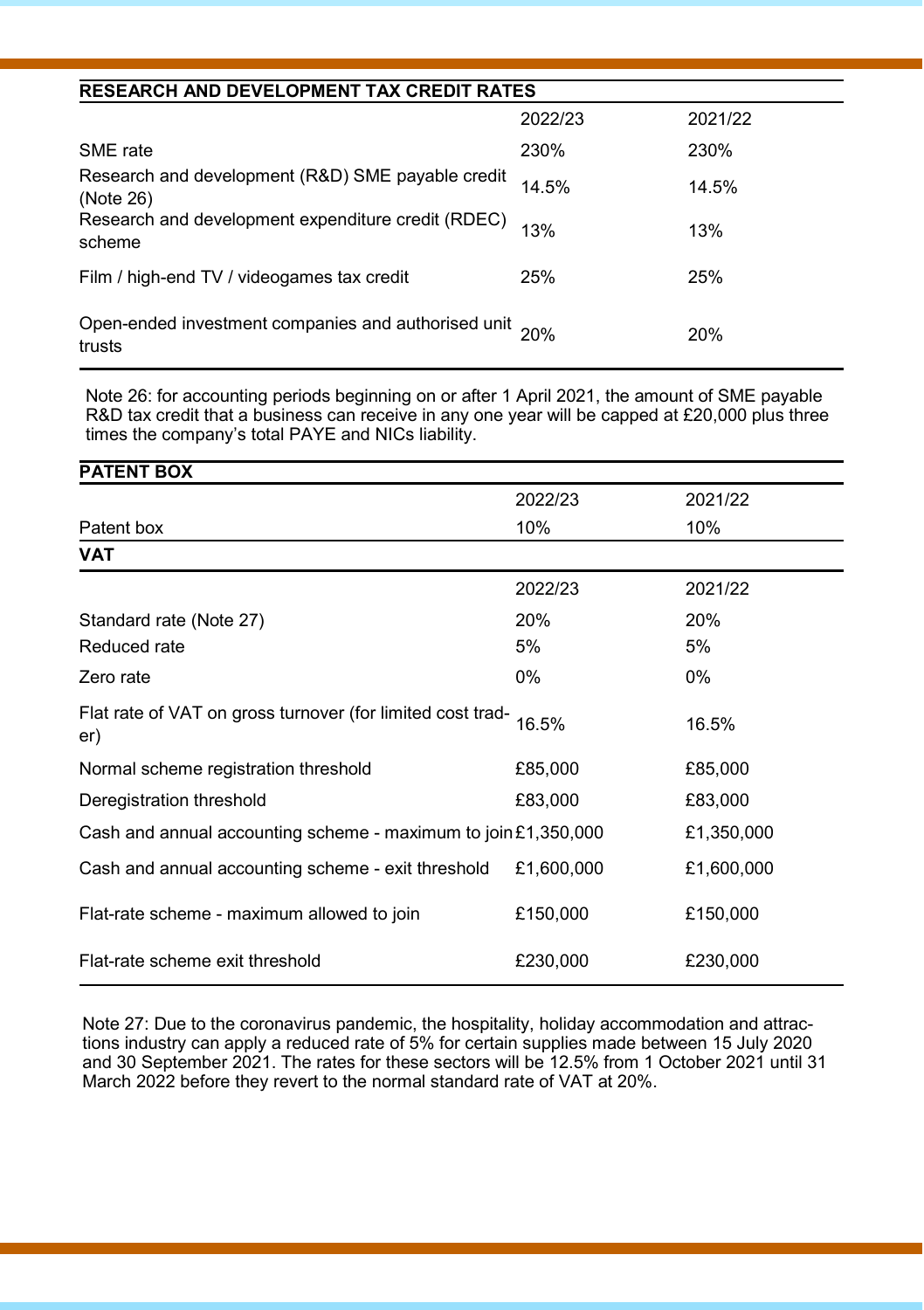## RESEARCH AND DEVELOPMENT TAX CREDIT RATES

| | 2022/23 | 2021/22 |
|---|---|---|
| SME rate | 230% | 230% |
| Research and development (R&D) SME payable credit (Note 26) | 14.5% | 14.5% |
| Research and development expenditure credit (RDEC) scheme | 13% | 13% |
| Film / high-end TV / videogames tax credit | 25% | 25% |
| Open-ended investment companies and authorised unit trusts | 20% | 20% |

Note 26: for accounting periods beginning on or after 1 April 2021, the amount of SME payable R&D tax credit that a business can receive in any one year will be capped at £20,000 plus three times the company's total PAYE and NICs liability.

## PATENT BOX

| | 2022/23 | 2021/22 |
|---|---|---|
| Patent box | 10% | 10% |

## VAT

| | 2022/23 | 2021/22 |
|---|---|---|
| Standard rate (Note 27) | 20% | 20% |
| Reduced rate | 5% | 5% |
| Zero rate | 0% | 0% |
| Flat rate of VAT on gross turnover (for limited cost trader) | 16.5% | 16.5% |
| Normal scheme registration threshold | £85,000 | £85,000 |
| Deregistration threshold | £83,000 | £83,000 |
| Cash and annual accounting scheme - maximum to join | £1,350,000 | £1,350,000 |
| Cash and annual accounting scheme - exit threshold | £1,600,000 | £1,600,000 |
| Flat-rate scheme - maximum allowed to join | £150,000 | £150,000 |
| Flat-rate scheme exit threshold | £230,000 | £230,000 |

Note 27: Due to the coronavirus pandemic, the hospitality, holiday accommodation and attractions industry can apply a reduced rate of 5% for certain supplies made between 15 July 2020 and 30 September 2021. The rates for these sectors will be 12.5% from 1 October 2021 until 31 March 2022 before they revert to the normal standard rate of VAT at 20%.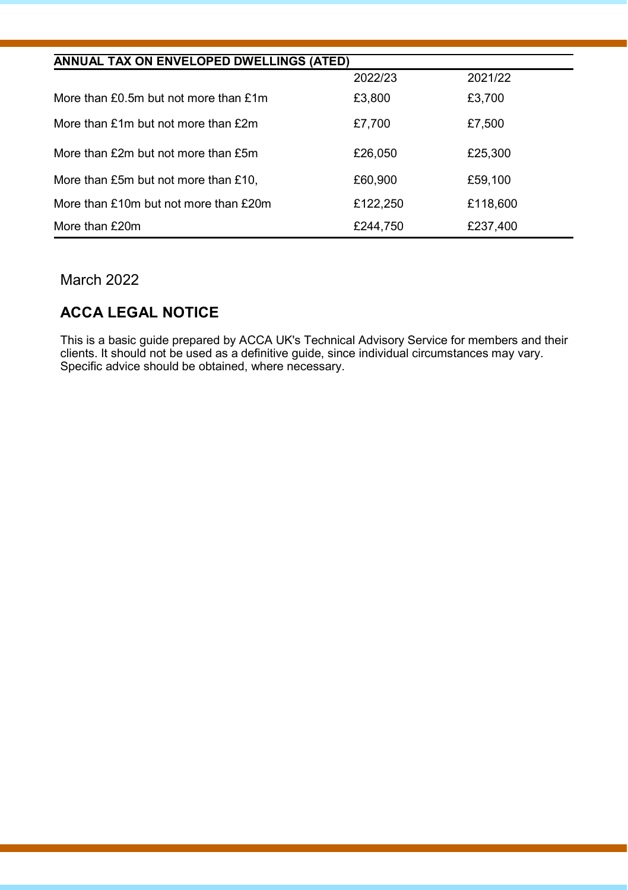| ANNUAL TAX ON ENVELOPED DWELLINGS (ATED) | | |
|---|---|---|
| | 2022/23 | 2021/22 |
| More than £0.5m but not more than £1m | £3,800 | £3,700 |
| More than £1m but not more than £2m | £7,700 | £7,500 |
| More than £2m but not more than £5m | £26,050 | £25,300 |
| More than £5m but not more than £10, | £60,900 | £59,100 |
| More than £10m but not more than £20m | £122,250 | £118,600 |
| More than £20m | £244,750 | £237,400 |

March 2022

## ACCA LEGAL NOTICE

This is a basic guide prepared by ACCA UK's Technical Advisory Service for members and their clients. It should not be used as a definitive guide, since individual circumstances may vary. Specific advice should be obtained, where necessary.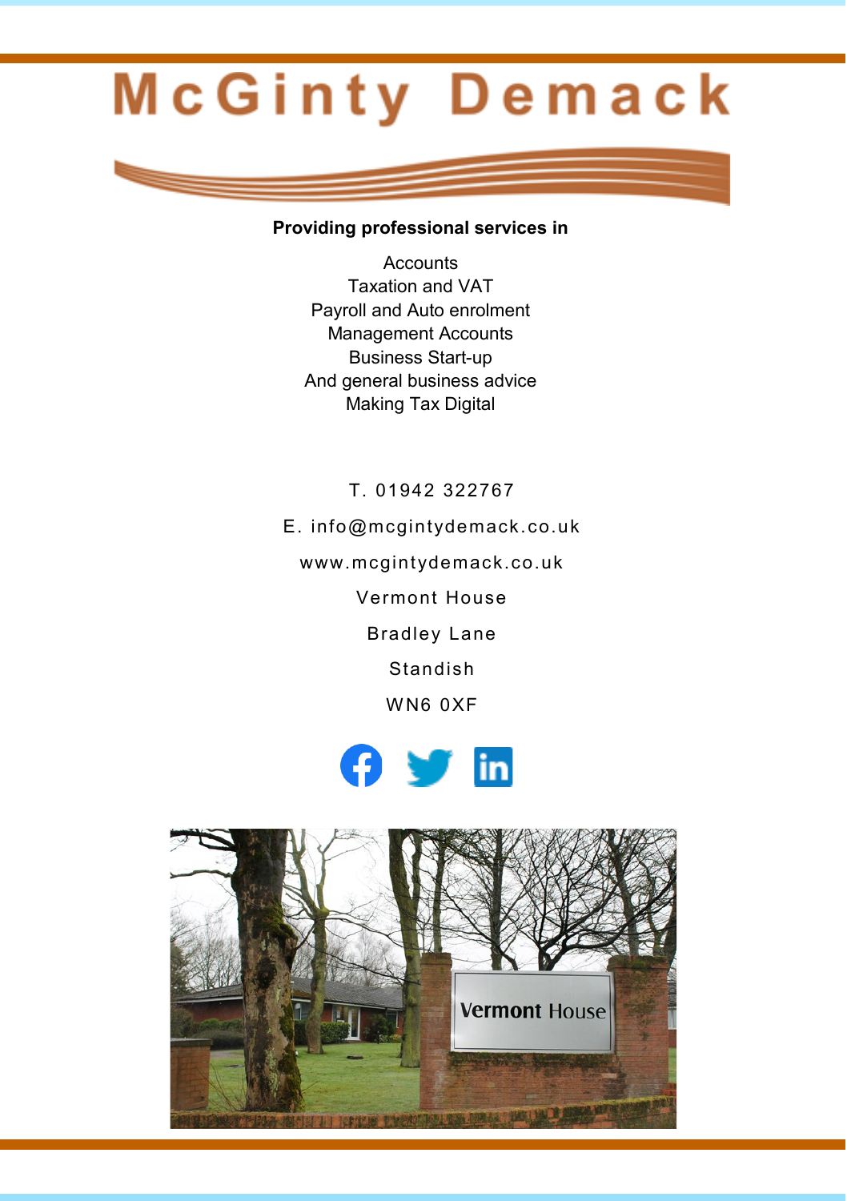# McGinty Demack

**Providing professional services in**

Accounts
Taxation and VAT
Payroll and Auto enrolment
Management Accounts
Business Start-up
And general business advice
Making Tax Digital

T. 01942 322767

E. info@mcgintydemack.co.uk

www.mcgintydemack.co.uk

Vermont House

Bradley Lane

Standish

WN6 0XF